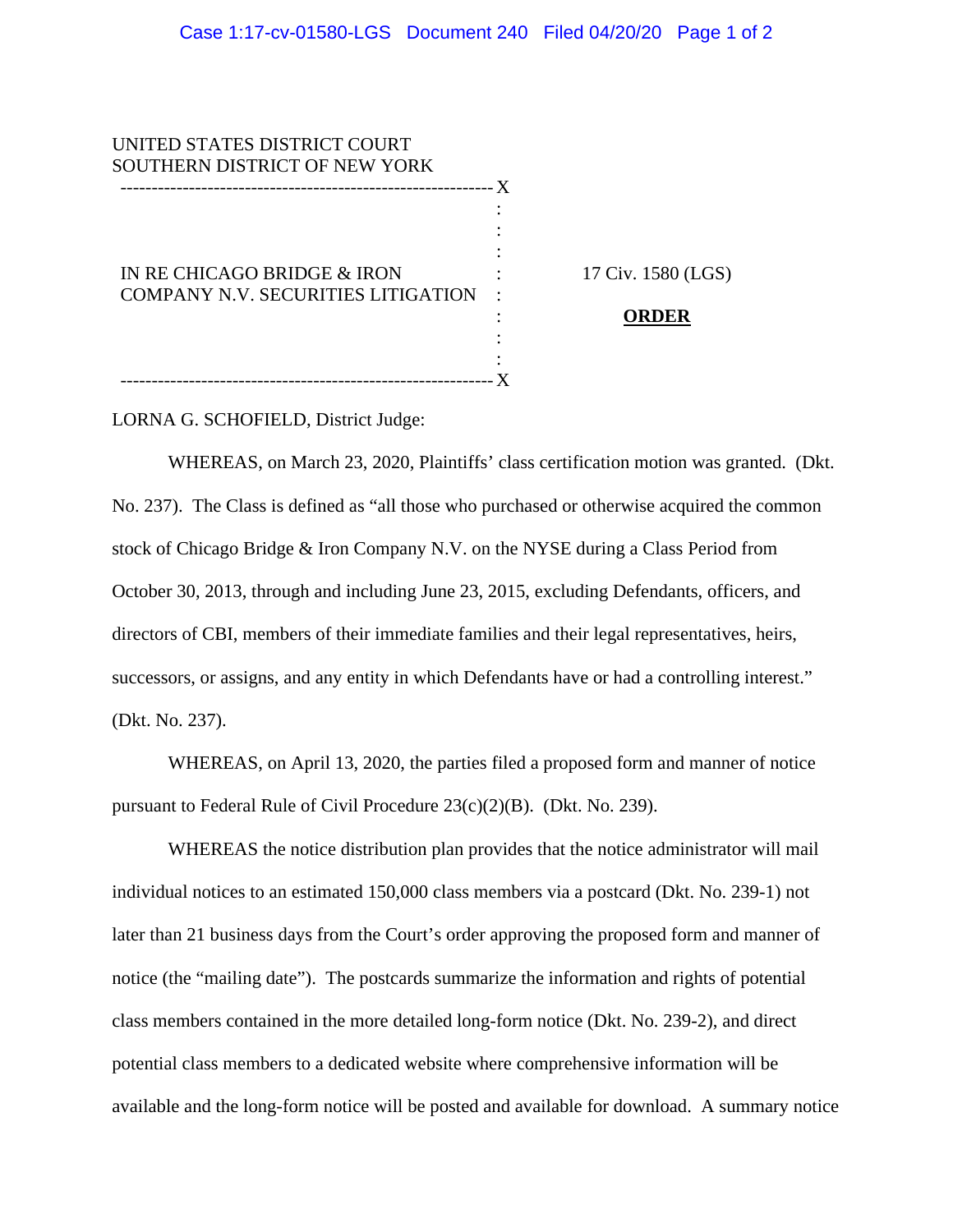UNITED STATES DISTRICT COURT
SOUTHERN DISTRICT OF NEW YORK

IN RE CHICAGO BRIDGE & IRON COMPANY N.V. SECURITIES LITIGATION

17 Civ. 1580 (LGS)

**ORDER**

LORNA G. SCHOFIELD, District Judge:

WHEREAS, on March 23, 2020, Plaintiffs' class certification motion was granted. (Dkt. No. 237). The Class is defined as "all those who purchased or otherwise acquired the common stock of Chicago Bridge & Iron Company N.V. on the NYSE during a Class Period from October 30, 2013, through and including June 23, 2015, excluding Defendants, officers, and directors of CBI, members of their immediate families and their legal representatives, heirs, successors, or assigns, and any entity in which Defendants have or had a controlling interest." (Dkt. No. 237).

WHEREAS, on April 13, 2020, the parties filed a proposed form and manner of notice pursuant to Federal Rule of Civil Procedure 23(c)(2)(B). (Dkt. No. 239).

WHEREAS the notice distribution plan provides that the notice administrator will mail individual notices to an estimated 150,000 class members via a postcard (Dkt. No. 239-1) not later than 21 business days from the Court's order approving the proposed form and manner of notice (the "mailing date"). The postcards summarize the information and rights of potential class members contained in the more detailed long-form notice (Dkt. No. 239-2), and direct potential class members to a dedicated website where comprehensive information will be available and the long-form notice will be posted and available for download. A summary notice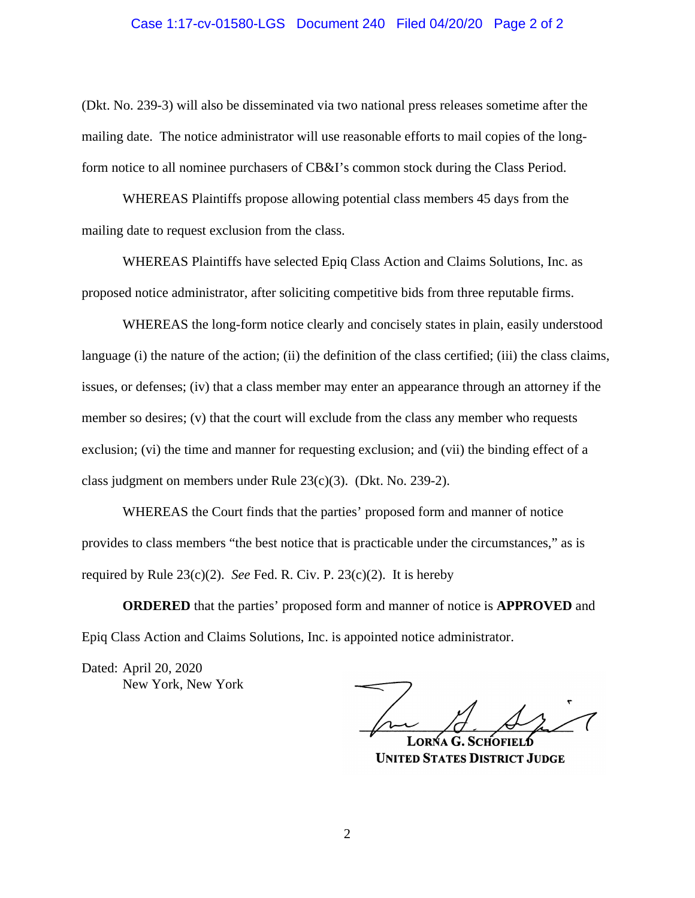(Dkt. No. 239-3) will also be disseminated via two national press releases sometime after the mailing date. The notice administrator will use reasonable efforts to mail copies of the long-form notice to all nominee purchasers of CB&I's common stock during the Class Period.

WHEREAS Plaintiffs propose allowing potential class members 45 days from the mailing date to request exclusion from the class.

WHEREAS Plaintiffs have selected Epiq Class Action and Claims Solutions, Inc. as proposed notice administrator, after soliciting competitive bids from three reputable firms.

WHEREAS the long-form notice clearly and concisely states in plain, easily understood language (i) the nature of the action; (ii) the definition of the class certified; (iii) the class claims, issues, or defenses; (iv) that a class member may enter an appearance through an attorney if the member so desires; (v) that the court will exclude from the class any member who requests exclusion; (vi) the time and manner for requesting exclusion; and (vii) the binding effect of a class judgment on members under Rule 23(c)(3). (Dkt. No. 239-2).

WHEREAS the Court finds that the parties' proposed form and manner of notice provides to class members "the best notice that is practicable under the circumstances," as is required by Rule 23(c)(2). *See* Fed. R. Civ. P. 23(c)(2). It is hereby

**ORDERED** that the parties' proposed form and manner of notice is **APPROVED** and Epiq Class Action and Claims Solutions, Inc. is appointed notice administrator.

Dated: April 20, 2020
New York, New York

**LORNA G. SCHOFIELD**
**UNITED STATES DISTRICT JUDGE**